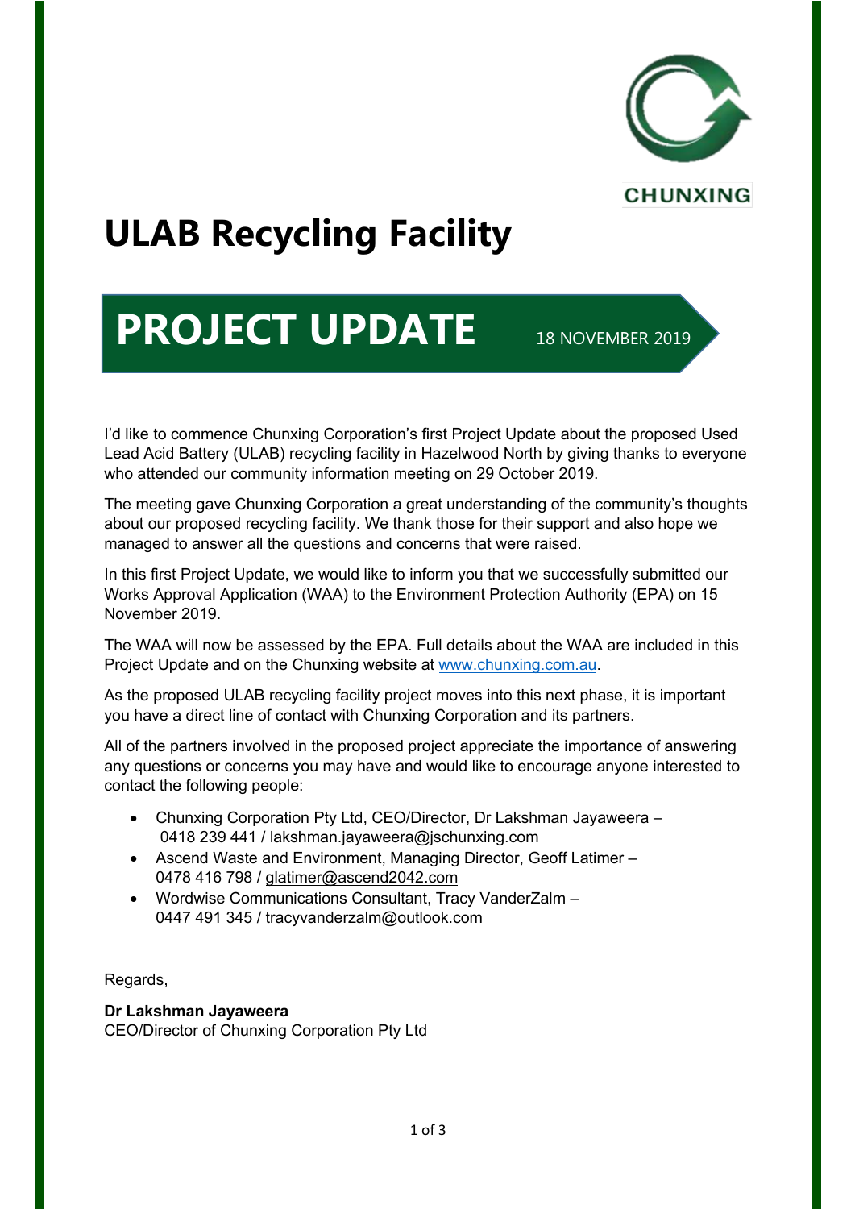CHUNXING

# ULAB Recycling Facility

## PROJECT UPDATE

18 NOVEMBER 2019

I'd like to commence Chunxing Corporation's first Project Update about the proposed Used Lead Acid Battery (ULAB) recycling facility in Hazelwood North by giving thanks to everyone who attended our community information meeting on 29 October 2019.

The meeting gave Chunxing Corporation a great understanding of the community's thoughts about our proposed recycling facility. We thank those for their support and also hope we managed to answer all the questions and concerns that were raised.

In this first Project Update, we would like to inform you that we successfully submitted our Works Approval Application (WAA) to the Environment Protection Authority (EPA) on 15 November 2019.

The WAA will now be assessed by the EPA. Full details about the WAA are included in this Project Update and on the Chunxing website at www.chunxing.com.au.

As the proposed ULAB recycling facility project moves into this next phase, it is important you have a direct line of contact with Chunxing Corporation and its partners.

All of the partners involved in the proposed project appreciate the importance of answering any questions or concerns you may have and would like to encourage anyone interested to contact the following people:

- Chunxing Corporation Pty Ltd, CEO/Director, Dr Lakshman Jayaweera – 0418 239 441 / lakshman.jayaweera@jschunxing.com
- Ascend Waste and Environment, Managing Director, Geoff Latimer – 0478 416 798 / glatimer@ascend2042.com
- Wordwise Communications Consultant, Tracy VanderZalm – 0447 491 345 / tracyvanderzalm@outlook.com

Regards,

**Dr Lakshman Jayaweera**
CEO/Director of Chunxing Corporation Pty Ltd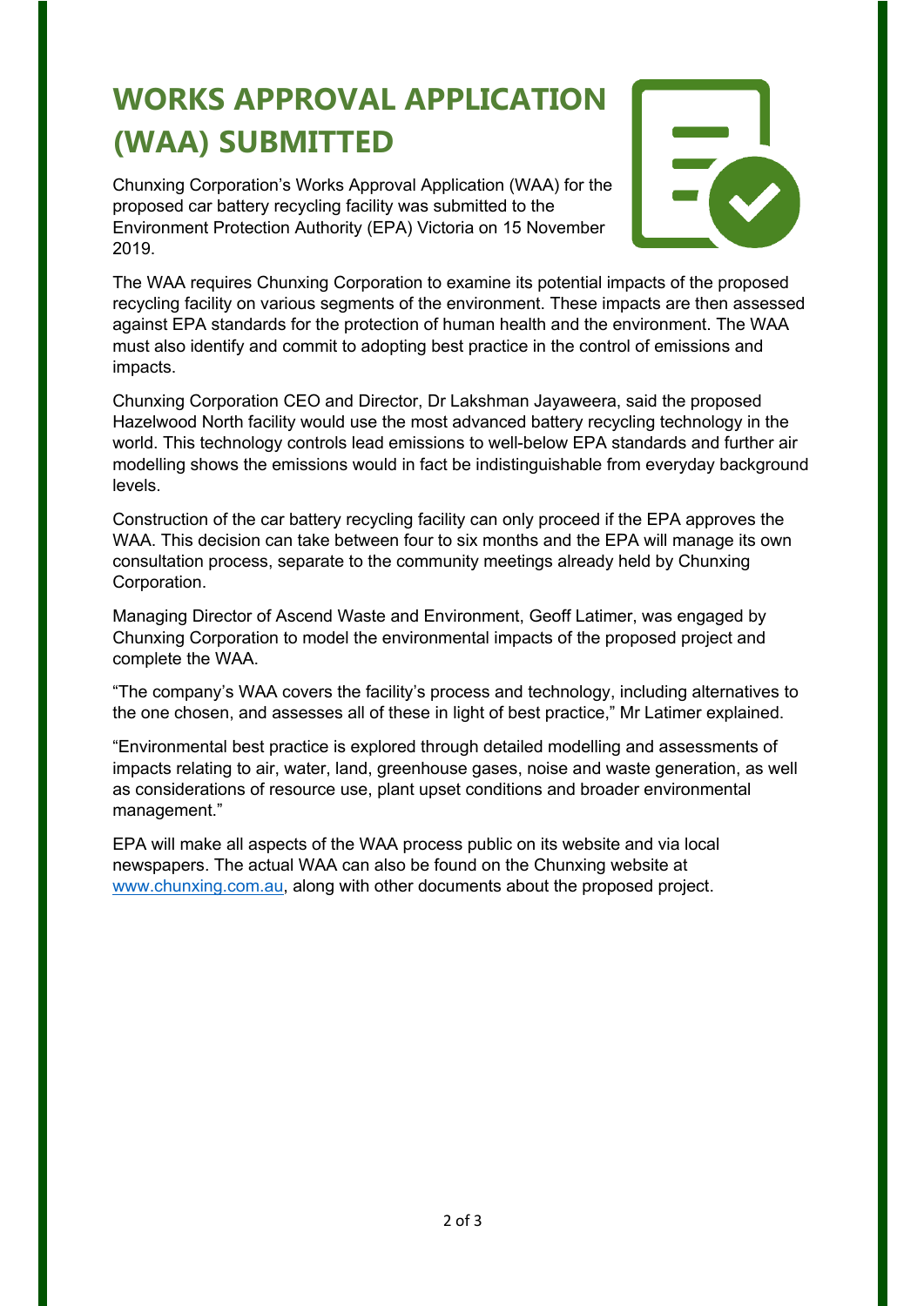# WORKS APPROVAL APPLICATION (WAA) SUBMITTED

Chunxing Corporation's Works Approval Application (WAA) for the proposed car battery recycling facility was submitted to the Environment Protection Authority (EPA) Victoria on 15 November 2019.

The WAA requires Chunxing Corporation to examine its potential impacts of the proposed recycling facility on various segments of the environment. These impacts are then assessed against EPA standards for the protection of human health and the environment. The WAA must also identify and commit to adopting best practice in the control of emissions and impacts.

Chunxing Corporation CEO and Director, Dr Lakshman Jayaweera, said the proposed Hazelwood North facility would use the most advanced battery recycling technology in the world. This technology controls lead emissions to well-below EPA standards and further air modelling shows the emissions would in fact be indistinguishable from everyday background levels.

Construction of the car battery recycling facility can only proceed if the EPA approves the WAA. This decision can take between four to six months and the EPA will manage its own consultation process, separate to the community meetings already held by Chunxing Corporation.

Managing Director of Ascend Waste and Environment, Geoff Latimer, was engaged by Chunxing Corporation to model the environmental impacts of the proposed project and complete the WAA.

"The company's WAA covers the facility's process and technology, including alternatives to the one chosen, and assesses all of these in light of best practice," Mr Latimer explained.

"Environmental best practice is explored through detailed modelling and assessments of impacts relating to air, water, land, greenhouse gases, noise and waste generation, as well as considerations of resource use, plant upset conditions and broader environmental management."

EPA will make all aspects of the WAA process public on its website and via local newspapers. The actual WAA can also be found on the Chunxing website at [www.chunxing.com.au](http://www.chunxing.com.au), along with other documents about the proposed project.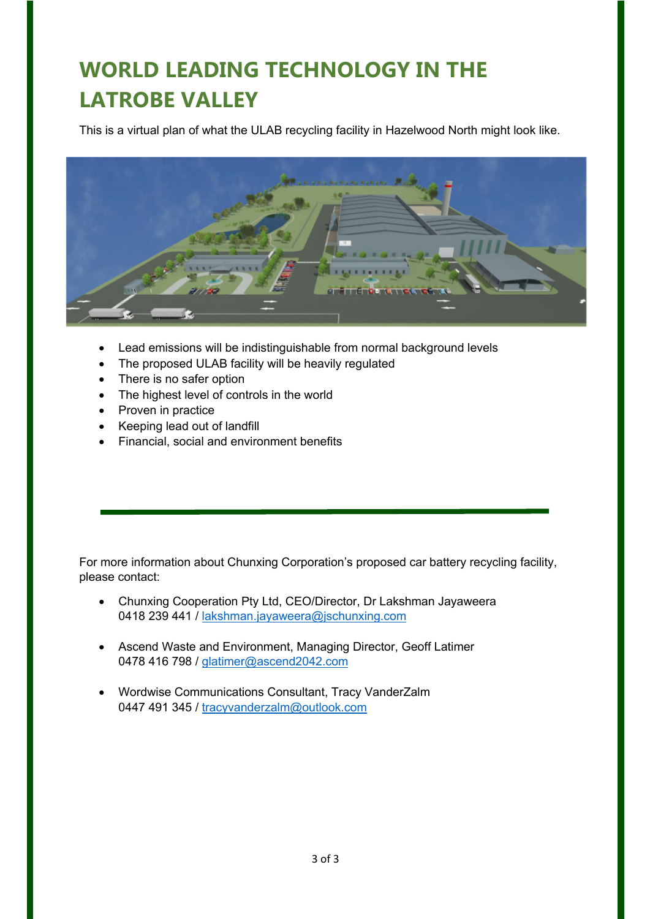# WORLD LEADING TECHNOLOGY IN THE LATROBE VALLEY

This is a virtual plan of what the ULAB recycling facility in Hazelwood North might look like.

- Lead emissions will be indistinguishable from normal background levels
- The proposed ULAB facility will be heavily regulated
- There is no safer option
- The highest level of controls in the world
- Proven in practice
- Keeping lead out of landfill
- Financial, social and environment benefits

---

For more information about Chunxing Corporation's proposed car battery recycling facility, please contact:

- Chunxing Cooperation Pty Ltd, CEO/Director, Dr Lakshman Jayaweera
  0418 239 441 / lakshman.jayaweera@jschunxing.com

- Ascend Waste and Environment, Managing Director, Geoff Latimer
  0478 416 798 / glatimer@ascend2042.com

- Wordwise Communications Consultant, Tracy VanderZalm
  0447 491 345 / tracyvanderzalm@outlook.com